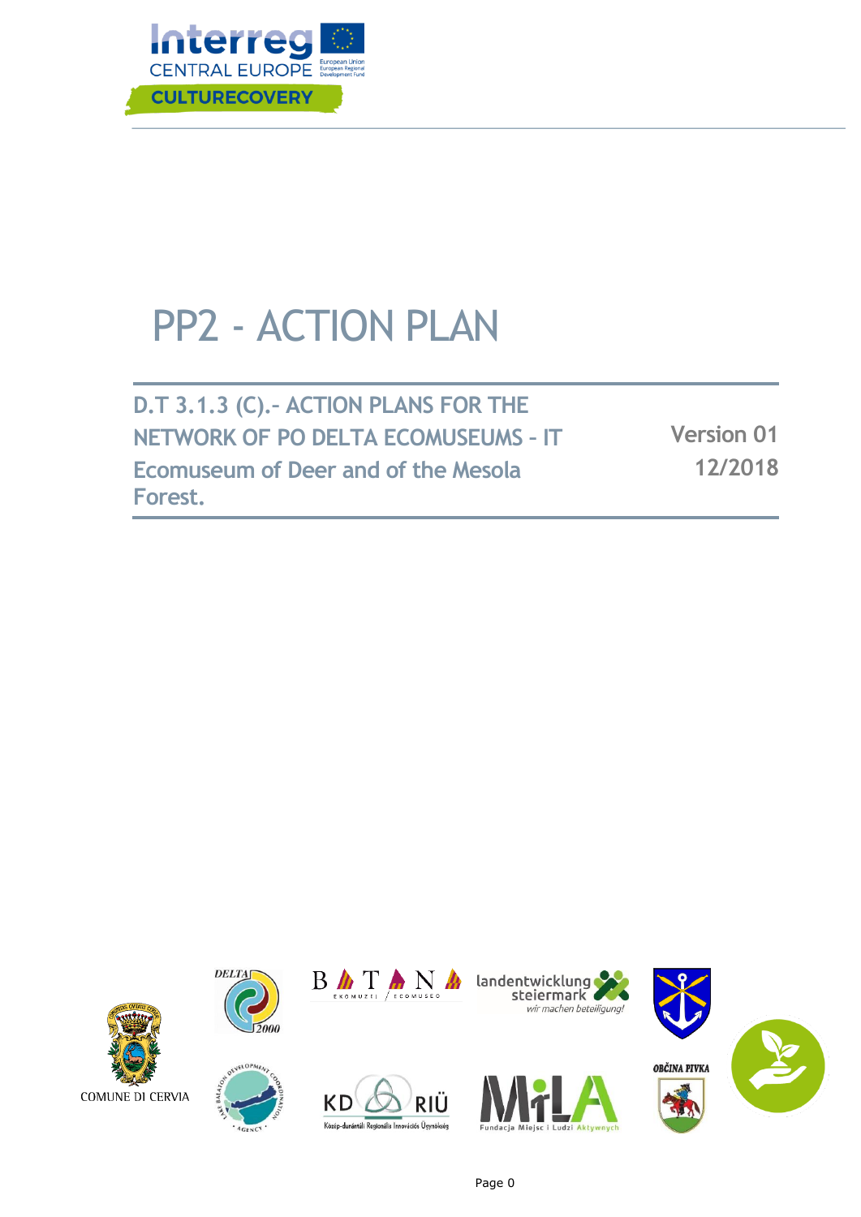# PP2 - ACTION PLAN

**D.T 3.1.3 (C).- ACTION PLANS FOR THE NETWORK OF PO DELTA ECOMUSEUMS – IT**

**Ecomuseum of Deer and of the Mesola Forest.**

**Version 01**

**12/2018**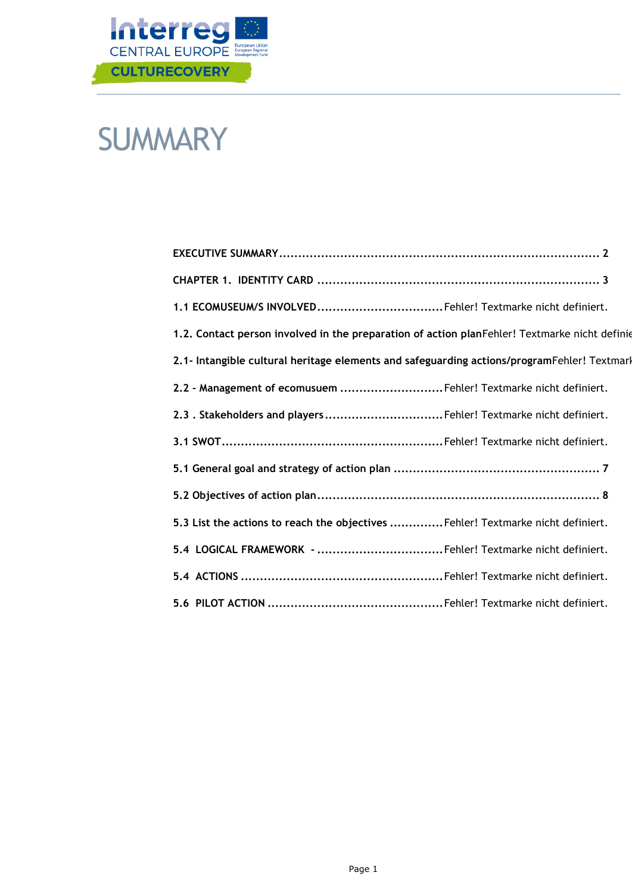# SUMMARY

**EXECUTIVE SUMMARY** ........................................................................................ 2

**CHAPTER 1. IDENTITY CARD** ......................................................................... 3

**1.1 ECOMUSEUM/S INVOLVED** .................................Fehler! Textmarke nicht definiert.

**1.2. Contact person involved in the preparation of action plan**Fehler! Textmarke nicht definie

**2.1- Intangible cultural heritage elements and safeguarding actions/program**Fehler! Textmark

**2.2 – Management of ecomusuem** ...........................Fehler! Textmarke nicht definiert.

**2.3 . Stakeholders and players** ...............................Fehler! Textmarke nicht definiert.

**3.1 SWOT**.........................................................Fehler! Textmarke nicht definiert.

**5.1 General goal and strategy of action plan** ...................................................... 7

**5.2 Objectives of action plan**........................................................................... 8

**5.3 List the actions to reach the objectives** ..............Fehler! Textmarke nicht definiert.

**5.4 LOGICAL FRAMEWORK -** ................................Fehler! Textmarke nicht definiert.

**5.4 ACTIONS** ....................................................Fehler! Textmarke nicht definiert.

**5.6 PILOT ACTION** .............................................Fehler! Textmarke nicht definiert.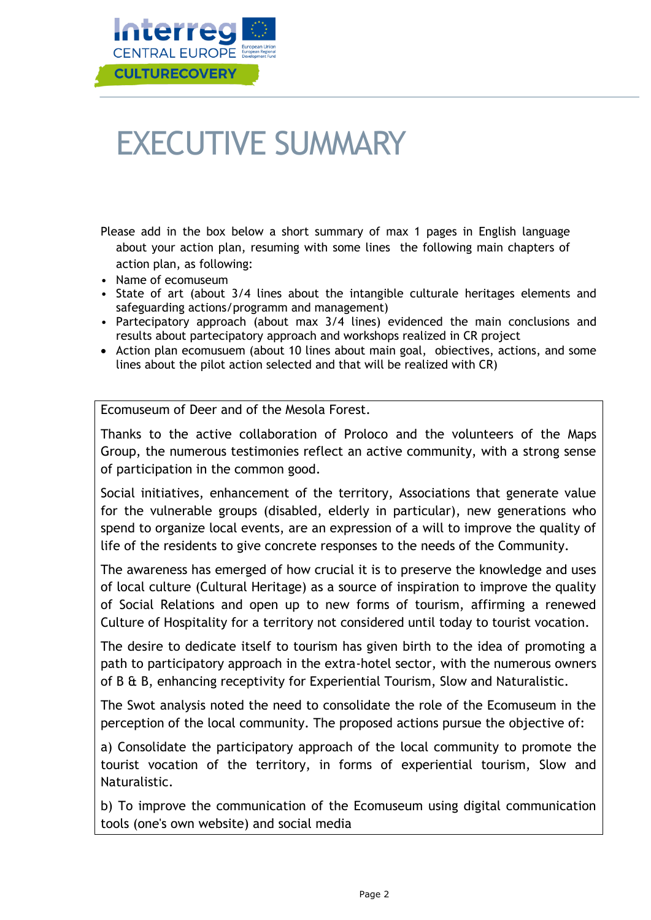# EXECUTIVE SUMMARY

Please add in the box below a short summary of max 1 pages in English language about your action plan, resuming with some lines the following main chapters of action plan, as following:

- Name of ecomuseum
- State of art (about 3/4 lines about the intangible culturale heritages elements and safeguarding actions/programm and management)
- Partecipatory approach (about max 3/4 lines) evidenced the main conclusions and results about partecipatory approach and workshops realized in CR project
- Action plan ecomusuem (about 10 lines about main goal, obiectives, actions, and some lines about the pilot action selected and that will be realized with CR)

Ecomuseum of Deer and of the Mesola Forest.

Thanks to the active collaboration of Proloco and the volunteers of the Maps Group, the numerous testimonies reflect an active community, with a strong sense of participation in the common good.

Social initiatives, enhancement of the territory, Associations that generate value for the vulnerable groups (disabled, elderly in particular), new generations who spend to organize local events, are an expression of a will to improve the quality of life of the residents to give concrete responses to the needs of the Community.

The awareness has emerged of how crucial it is to preserve the knowledge and uses of local culture (Cultural Heritage) as a source of inspiration to improve the quality of Social Relations and open up to new forms of tourism, affirming a renewed Culture of Hospitality for a territory not considered until today to tourist vocation.

The desire to dedicate itself to tourism has given birth to the idea of promoting a path to participatory approach in the extra-hotel sector, with the numerous owners of B & B, enhancing receptivity for Experiential Tourism, Slow and Naturalistic.

The Swot analysis noted the need to consolidate the role of the Ecomuseum in the perception of the local community. The proposed actions pursue the objective of:

a) Consolidate the participatory approach of the local community to promote the tourist vocation of the territory, in forms of experiential tourism, Slow and Naturalistic.

b) To improve the communication of the Ecomuseum using digital communication tools (one's own website) and social media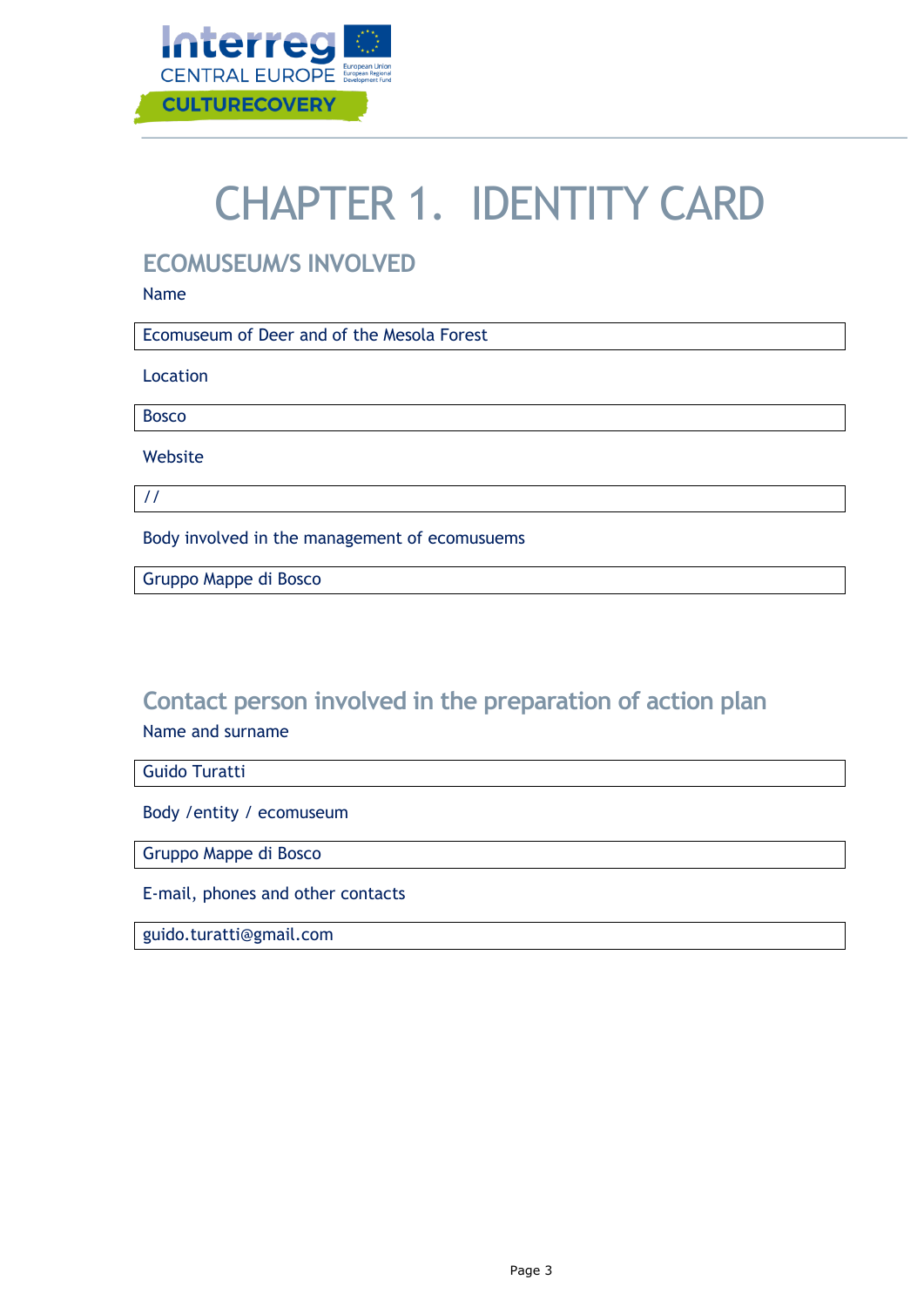# CHAPTER 1. IDENTITY CARD

## ECOMUSEUM/S INVOLVED

Name

Ecomuseum of Deer and of the Mesola Forest

Location

Bosco

Website

//

Body involved in the management of ecomusuems

Gruppo Mappe di Bosco

## Contact person involved in the preparation of action plan

Name and surname

Guido Turatti

Body /entity / ecomuseum

Gruppo Mappe di Bosco

E-mail, phones and other contacts

guido.turatti@gmail.com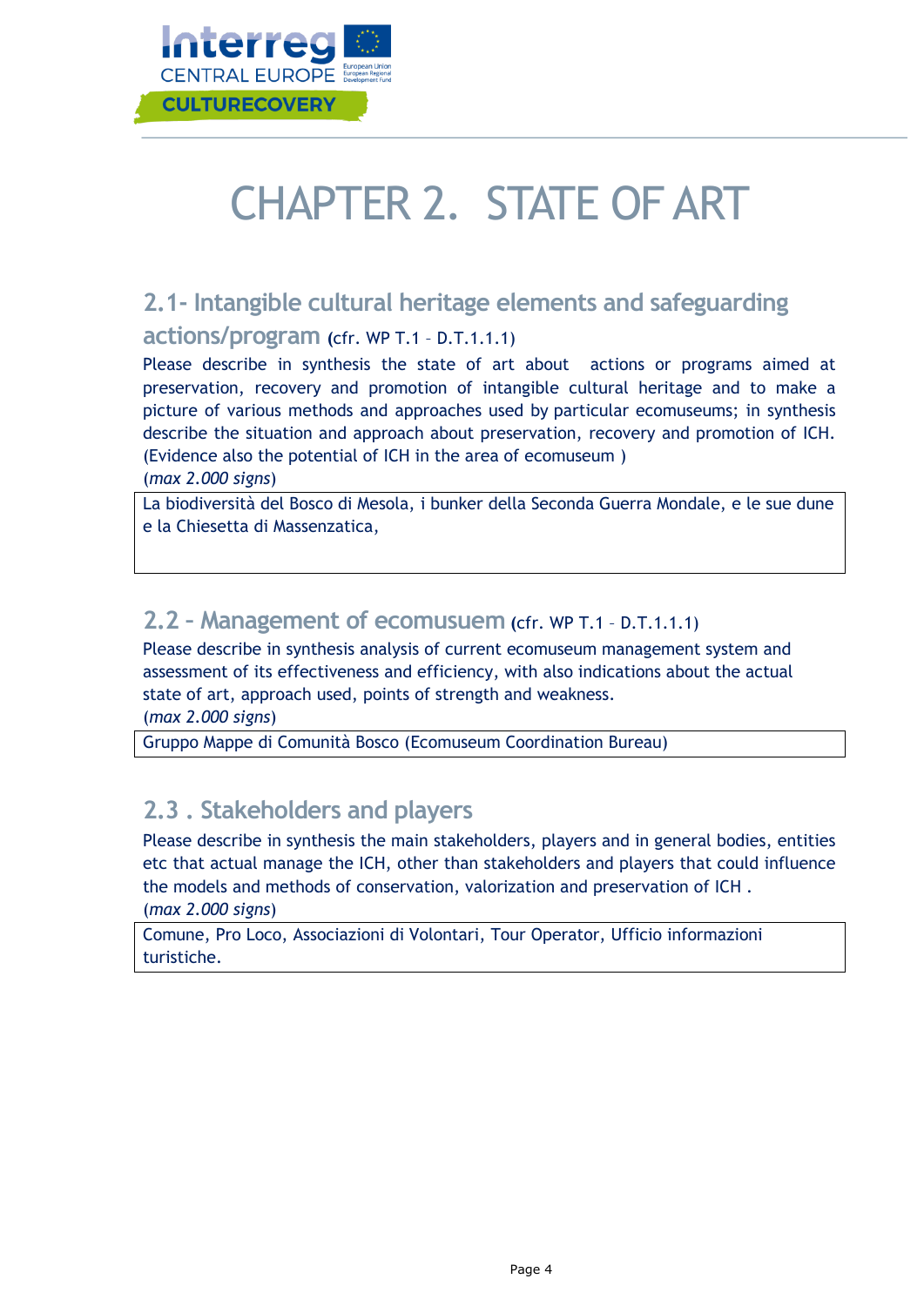# CHAPTER 2. STATE OF ART

## 2.1- Intangible cultural heritage elements and safeguarding actions/program (cfr. WP T.1 – D.T.1.1.1)

Please describe in synthesis the state of art about actions or programs aimed at preservation, recovery and promotion of intangible cultural heritage and to make a picture of various methods and approaches used by particular ecomuseums; in synthesis describe the situation and approach about preservation, recovery and promotion of ICH. (Evidence also the potential of ICH in the area of ecomuseum )

(*max 2.000 signs*)

La biodiversità del Bosco di Mesola, i bunker della Seconda Guerra Mondale, e le sue dune e la Chiesetta di Massenzatica,

## 2.2 – Management of ecomusuem (cfr. WP T.1 – D.T.1.1.1)

Please describe in synthesis analysis of current ecomuseum management system and assessment of its effectiveness and efficiency, with also indications about the actual state of art, approach used, points of strength and weakness.

(*max 2.000 signs*)

Gruppo Mappe di Comunità Bosco (Ecomuseum Coordination Bureau)

## 2.3 . Stakeholders and players

Please describe in synthesis the main stakeholders, players and in general bodies, entities etc that actual manage the ICH, other than stakeholders and players that could influence the models and methods of conservation, valorization and preservation of ICH .

(*max 2.000 signs*)

Comune, Pro Loco, Associazioni di Volontari, Tour Operator, Ufficio informazioni turistiche.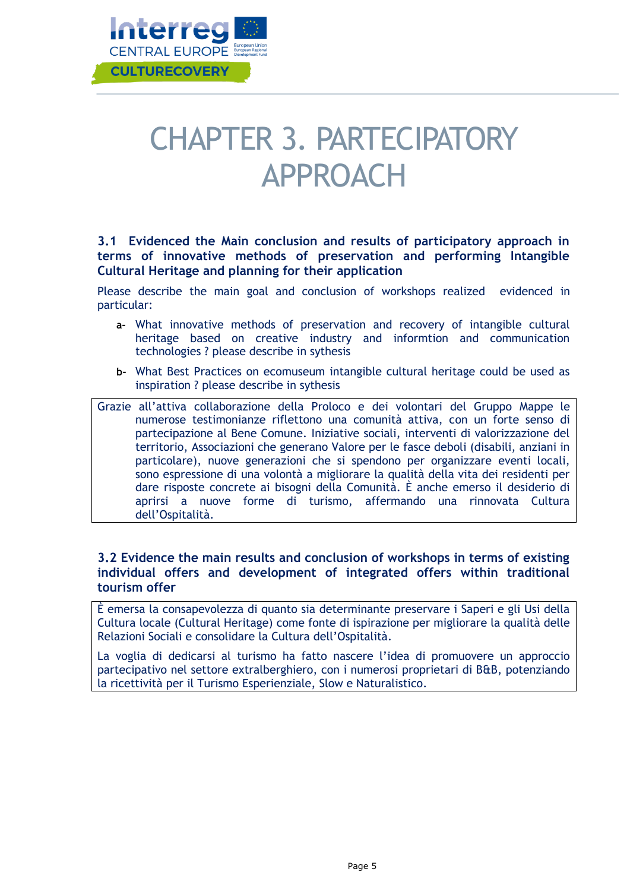# CHAPTER 3. PARTECIPATORY APPROACH

### 3.1 Evidenced the Main conclusion and results of participatory approach in terms of innovative methods of preservation and performing Intangible Cultural Heritage and planning for their application

Please describe the main goal and conclusion of workshops realized evidenced in particular:

- **a-** What innovative methods of preservation and recovery of intangible cultural heritage based on creative industry and informtion and communication technologies ? please describe in sythesis
- **b-** What Best Practices on ecomuseum intangible cultural heritage could be used as inspiration ? please describe in sythesis

Grazie all'attiva collaborazione della Proloco e dei volontari del Gruppo Mappe le numerose testimonianze riflettono una comunità attiva, con un forte senso di partecipazione al Bene Comune. Iniziative sociali, interventi di valorizzazione del territorio, Associazioni che generano Valore per le fasce deboli (disabili, anziani in particolare), nuove generazioni che si spendono per organizzare eventi locali, sono espressione di una volontà a migliorare la qualità della vita dei residenti per dare risposte concrete ai bisogni della Comunità. È anche emerso il desiderio di aprirsi a nuove forme di turismo, affermando una rinnovata Cultura dell'Ospitalità.

### 3.2 Evidence the main results and conclusion of workshops in terms of existing individual offers and development of integrated offers within traditional tourism offer

È emersa la consapevolezza di quanto sia determinante preservare i Saperi e gli Usi della Cultura locale (Cultural Heritage) come fonte di ispirazione per migliorare la qualità delle Relazioni Sociali e consolidare la Cultura dell'Ospitalità.

La voglia di dedicarsi al turismo ha fatto nascere l'idea di promuovere un approccio partecipativo nel settore extralberghiero, con i numerosi proprietari di B&B, potenziando la ricettività per il Turismo Esperienziale, Slow e Naturalistico.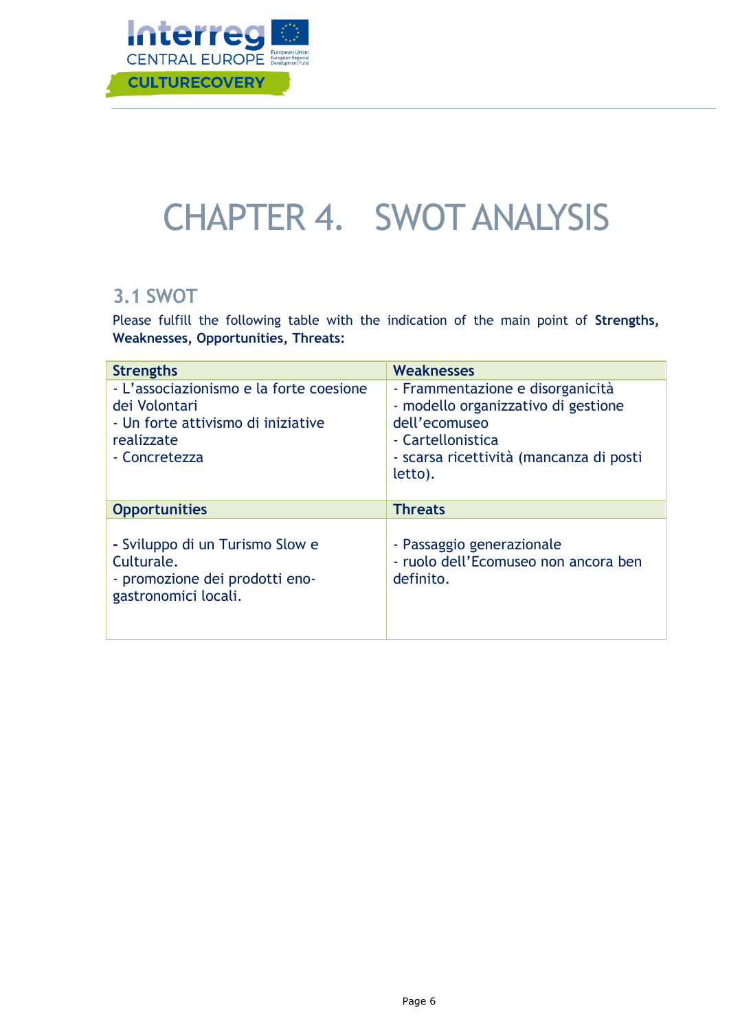# CHAPTER 4. SWOT ANALYSIS

## 3.1 SWOT

Please fulfill the following table with the indication of the main point of **Strengths, Weaknesses, Opportunities, Threats:**

| **Strengths** | **Weaknesses** |
|---|---|
| - L'associazionismo e la forte coesione dei Volontari<br>- Un forte attivismo di iniziative realizzate<br>- Concretezza | - Frammentazione e disorganicità<br>- modello organizzativo di gestione dell'ecomuseo<br>- Cartellonistica<br>- scarsa ricettività (mancanza di posti letto). |
| **Opportunities** | **Threats** |
| - Sviluppo di un Turismo Slow e Culturale.<br>- promozione dei prodotti eno-gastronomici locali. | - Passaggio generazionale<br>- ruolo dell'Ecomuseo non ancora ben definito. |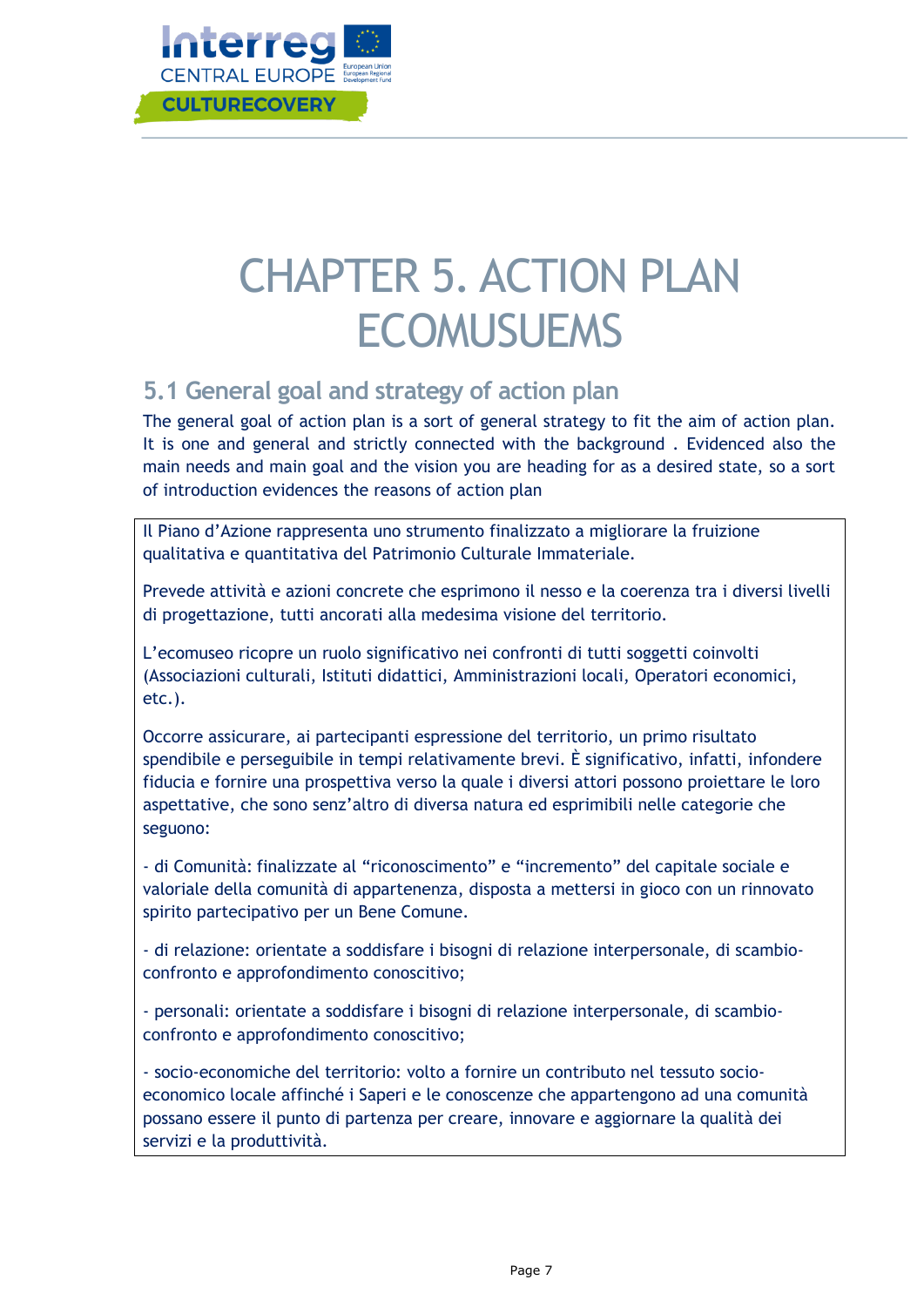# CHAPTER 5. ACTION PLAN ECOMUSUEMS

## 5.1 General goal and strategy of action plan

The general goal of action plan is a sort of general strategy to fit the aim of action plan. It is one and general and strictly connected with the background . Evidenced also the main needs and main goal and the vision you are heading for as a desired state, so a sort of introduction evidences the reasons of action plan

Il Piano d'Azione rappresenta uno strumento finalizzato a migliorare la fruizione qualitativa e quantitativa del Patrimonio Culturale Immateriale.

Prevede attività e azioni concrete che esprimono il nesso e la coerenza tra i diversi livelli di progettazione, tutti ancorati alla medesima visione del territorio.

L'ecomuseo ricopre un ruolo significativo nei confronti di tutti soggetti coinvolti (Associazioni culturali, Istituti didattici, Amministrazioni locali, Operatori economici, etc.).

Occorre assicurare, ai partecipanti espressione del territorio, un primo risultato spendibile e perseguibile in tempi relativamente brevi. È significativo, infatti, infondere fiducia e fornire una prospettiva verso la quale i diversi attori possono proiettare le loro aspettative, che sono senz'altro di diversa natura ed esprimibili nelle categorie che seguono:

- di Comunità: finalizzate al "riconoscimento" e "incremento" del capitale sociale e valoriale della comunità di appartenenza, disposta a mettersi in gioco con un rinnovato spirito partecipativo per un Bene Comune.

- di relazione: orientate a soddisfare i bisogni di relazione interpersonale, di scambio-confronto e approfondimento conoscitivo;

- personali: orientate a soddisfare i bisogni di relazione interpersonale, di scambio-confronto e approfondimento conoscitivo;

- socio-economiche del territorio: volto a fornire un contributo nel tessuto socio-economico locale affinché i Saperi e le conoscenze che appartengono ad una comunità possano essere il punto di partenza per creare, innovare e aggiornare la qualità dei servizi e la produttività.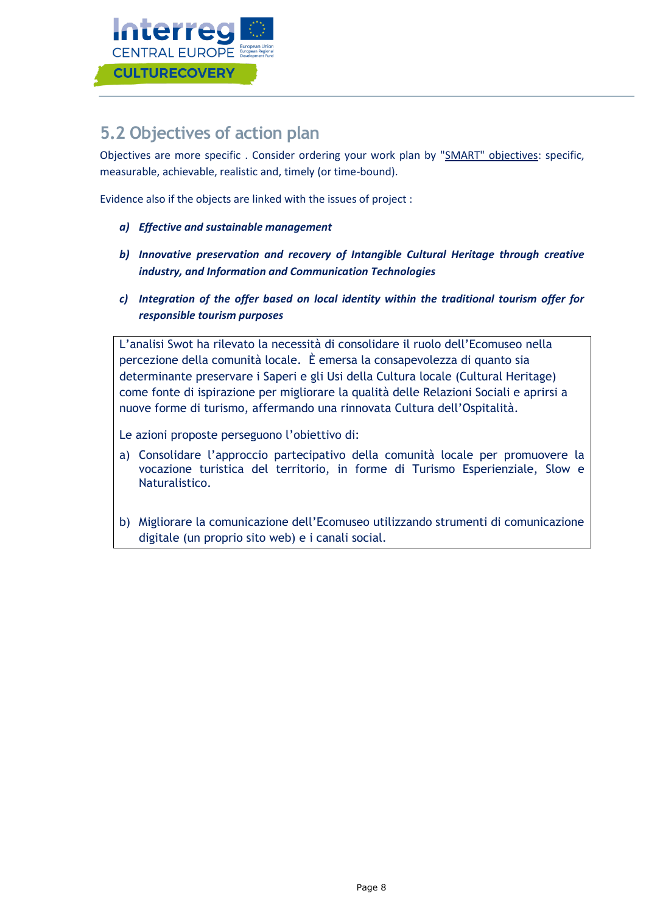## 5.2 Objectives of action plan

Objectives are more specific . Consider ordering your work plan by "SMART" objectives: specific, measurable, achievable, realistic and, timely (or time-bound).

Evidence also if the objects are linked with the issues of project :

- ***a) Effective and sustainable management***
- ***b) Innovative preservation and recovery of Intangible Cultural Heritage through creative industry, and Information and Communication Technologies***
- ***c) Integration of the offer based on local identity within the traditional tourism offer for responsible tourism purposes***

L'analisi Swot ha rilevato la necessità di consolidare il ruolo dell'Ecomuseo nella percezione della comunità locale. È emersa la consapevolezza di quanto sia determinante preservare i Saperi e gli Usi della Cultura locale (Cultural Heritage) come fonte di ispirazione per migliorare la qualità delle Relazioni Sociali e aprirsi a nuove forme di turismo, affermando una rinnovata Cultura dell'Ospitalità.

Le azioni proposte perseguono l'obiettivo di:

a) Consolidare l'approccio partecipativo della comunità locale per promuovere la vocazione turistica del territorio, in forme di Turismo Esperienziale, Slow e Naturalistico.

b) Migliorare la comunicazione dell'Ecomuseo utilizzando strumenti di comunicazione digitale (un proprio sito web) e i canali social.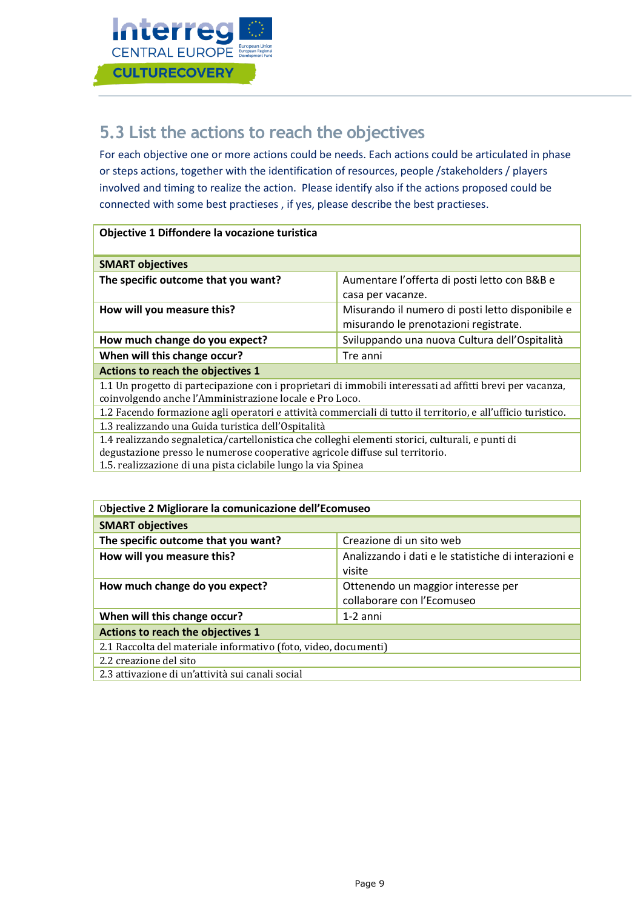## 5.3 List the actions to reach the objectives

For each objective one or more actions could be needs. Each actions could be articulated in phase or steps actions, together with the identification of resources, people /stakeholders / players involved and timing to realize the action. Please identify also if the actions proposed could be connected with some best practieses , if yes, please describe the best practieses.

| **Objective 1 Diffondere la vocazione turistica** | |
|---|---|
| **SMART objectives** | |
| **The specific outcome that you want?** | Aumentare l'offerta di posti letto con B&B e casa per vacanze. |
| **How will you measure this?** | Misurando il numero di posti letto disponibile e misurando le prenotazioni registrate. |
| **How much change do you expect?** | Sviluppando una nuova Cultura dell'Ospitalità |
| **When will this change occur?** | Tre anni |
| **Actions to reach the objectives 1** | |
| 1.1 Un progetto di partecipazione con i proprietari di immobili interessati ad affitti brevi per vacanza, coinvolgendo anche l'Amministrazione locale e Pro Loco. | |
| 1.2 Facendo formazione agli operatori e attività commerciali di tutto il territorio, e all'ufficio turistico. | |
| 1.3 realizzando una Guida turistica dell'Ospitalità | |
| 1.4 realizzando segnaletica/cartellonistica che colleghi elementi storici, culturali, e punti di degustazione presso le numerose cooperative agricole diffuse sul territorio.<br>1.5. realizzazione di una pista ciclabile lungo la via Spinea | |

| **Objective 2 Migliorare la comunicazione dell'Ecomuseo** | |
|---|---|
| **SMART objectives** | |
| **The specific outcome that you want?** | Creazione di un sito web |
| **How will you measure this?** | Analizzando i dati e le statistiche di interazioni e visite |
| **How much change do you expect?** | Ottenendo un maggior interesse per collaborare con l'Ecomuseo |
| **When will this change occur?** | 1-2 anni |
| **Actions to reach the objectives 1** | |
| 2.1 Raccolta del materiale informativo (foto, video, documenti) | |
| 2.2 creazione del sito | |
| 2.3 attivazione di un'attività sui canali social | |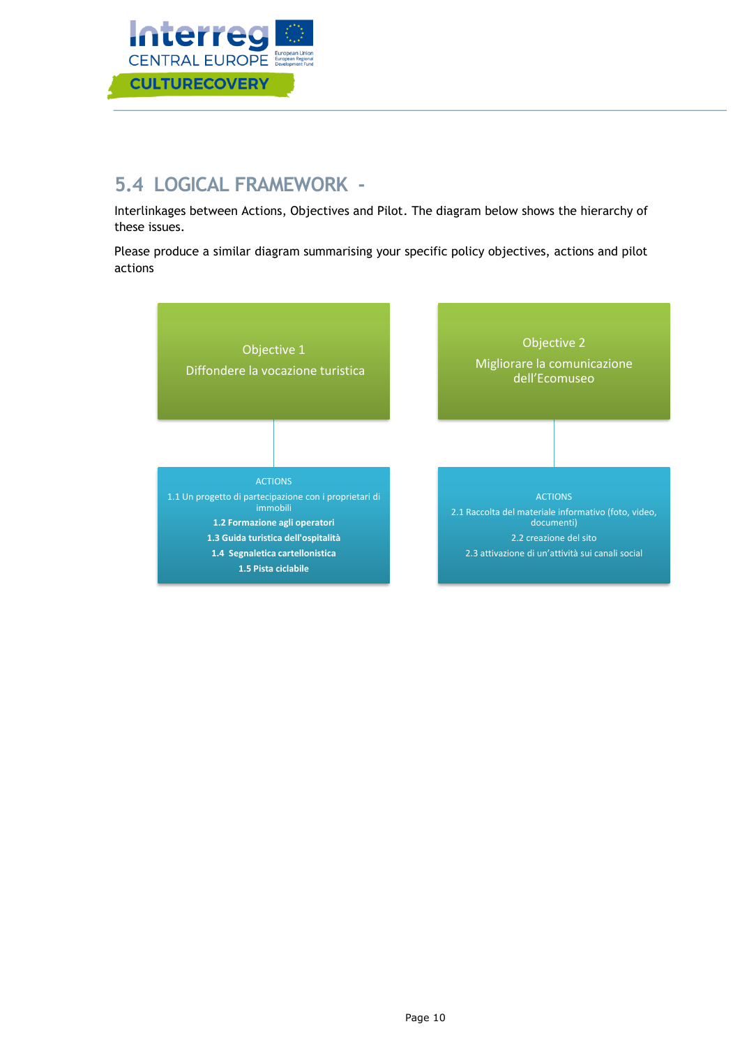## 5.4 LOGICAL FRAMEWORK -

Interlinkages between Actions, Objectives and Pilot. The diagram below shows the hierarchy of these issues.

Please produce a similar diagram summarising your specific policy objectives, actions and pilot actions

**Objective 1**

Diffondere la vocazione turistica

ACTIONS

1.1 Un progetto di partecipazione con i proprietari di immobili

**1.2 Formazione agli operatori**

**1.3 Guida turistica dell'ospitalità**

**1.4 Segnaletica cartellonistica**

**1.5 Pista ciclabile**

**Objective 2**

Migliorare la comunicazione dell'Ecomuseo

ACTIONS

2.1 Raccolta del materiale informativo (foto, video, documenti)

2.2 creazione del sito

2.3 attivazione di un'attività sui canali social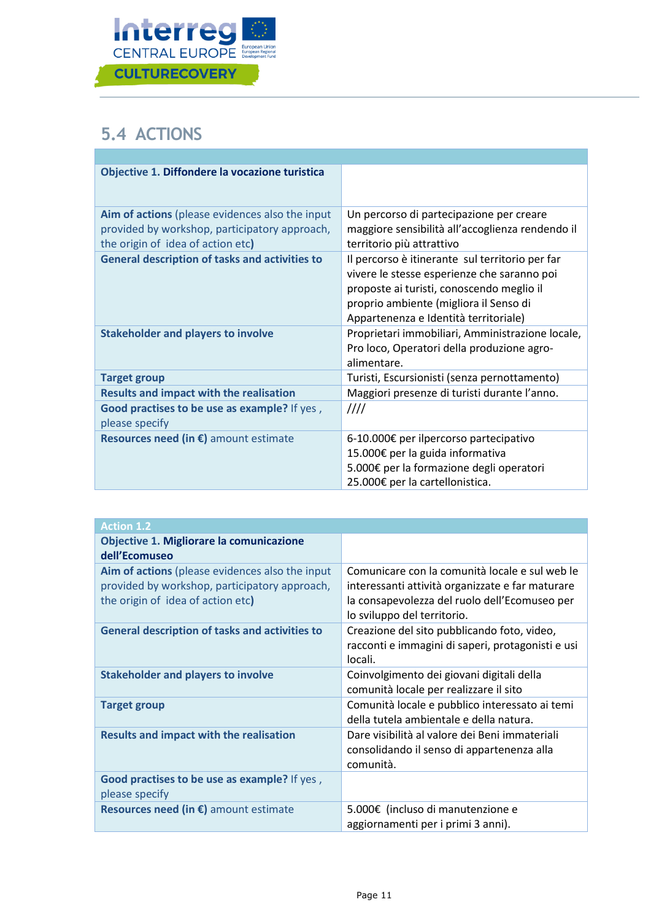## 5.4 ACTIONS

| | |
|---|---|
| **Objective 1. Diffondere la vocazione turistica** | |
| **Aim of actions** (please evidences also the input provided by workshop, participatory approach, the origin of idea of action etc**)** | Un percorso di partecipazione per creare maggiore sensibilità all'accoglienza rendendo il territorio più attrattivo |
| **General description of tasks and activities to** | Il percorso è itinerante sul territorio per far vivere le stesse esperienze che saranno poi proposte ai turisti, conoscendo meglio il proprio ambiente (migliora il Senso di Appartenenza e Identità territoriale) |
| **Stakeholder and players to involve** | Proprietari immobiliari, Amministrazione locale, Pro loco, Operatori della produzione agro-alimentare. |
| **Target group** | Turisti, Escursionisti (senza pernottamento) |
| **Results and impact with the realisation** | Maggiori presenze di turisti durante l'anno. |
| **Good practises to be use as example?** If yes , please specify | //// |
| **Resources need (in €)** amount estimate | 6-10.000€ per ilpercorso partecipativo<br>15.000€ per la guida informativa<br>5.000€ per la formazione degli operatori<br>25.000€ per la cartellonistica. |

| **Action 1.2** | |
|---|---|
| **Objective 1. Migliorare la comunicazione dell'Ecomuseo** | |
| **Aim of actions** (please evidences also the input provided by workshop, participatory approach, the origin of idea of action etc**)** | Comunicare con la comunità locale e sul web le interessanti attività organizzate e far maturare la consapevolezza del ruolo dell'Ecomuseo per lo sviluppo del territorio. |
| **General description of tasks and activities to** | Creazione del sito pubblicando foto, video, racconti e immagini di saperi, protagonisti e usi locali. |
| **Stakeholder and players to involve** | Coinvolgimento dei giovani digitali della comunità locale per realizzare il sito |
| **Target group** | Comunità locale e pubblico interessato ai temi della tutela ambientale e della natura. |
| **Results and impact with the realisation** | Dare visibilità al valore dei Beni immateriali consolidando il senso di appartenenza alla comunità. |
| **Good practises to be use as example?** If yes , please specify | |
| **Resources need (in €)** amount estimate | 5.000€ (incluso di manutenzione e aggiornamenti per i primi 3 anni). |